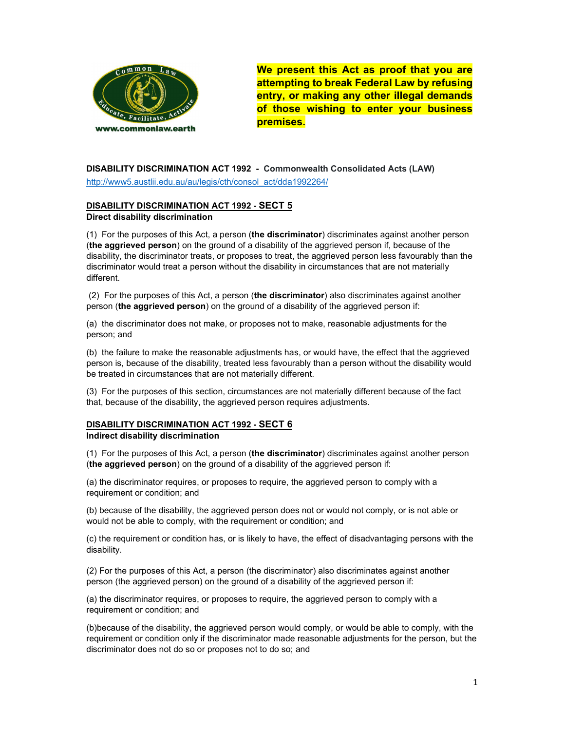Common Law — Educate, Facilitate, Activate

www.commonlaw.earth

**We present this Act as proof that you are attempting to break Federal Law by refusing entry, or making any other illegal demands of those wishing to enter your business premises.**

**DISABILITY DISCRIMINATION ACT 1992 - Commonwealth Consolidated Acts (LAW)**

http://www5.austlii.edu.au/au/legis/cth/consol_act/dda1992264/

## DISABILITY DISCRIMINATION ACT 1992 - SECT 5

**Direct disability discrimination**

(1) For the purposes of this Act, a person (**the discriminator**) discriminates against another person (**the aggrieved person**) on the ground of a disability of the aggrieved person if, because of the disability, the discriminator treats, or proposes to treat, the aggrieved person less favourably than the discriminator would treat a person without the disability in circumstances that are not materially different.

(2) For the purposes of this Act, a person (**the discriminator**) also discriminates against another person (**the aggrieved person**) on the ground of a disability of the aggrieved person if:

(a) the discriminator does not make, or proposes not to make, reasonable adjustments for the person; and

(b) the failure to make the reasonable adjustments has, or would have, the effect that the aggrieved person is, because of the disability, treated less favourably than a person without the disability would be treated in circumstances that are not materially different.

(3) For the purposes of this section, circumstances are not materially different because of the fact that, because of the disability, the aggrieved person requires adjustments.

## DISABILITY DISCRIMINATION ACT 1992 - SECT 6

**Indirect disability discrimination**

(1) For the purposes of this Act, a person (**the discriminator**) discriminates against another person (**the aggrieved person**) on the ground of a disability of the aggrieved person if:

(a) the discriminator requires, or proposes to require, the aggrieved person to comply with a requirement or condition; and

(b) because of the disability, the aggrieved person does not or would not comply, or is not able or would not be able to comply, with the requirement or condition; and

(c) the requirement or condition has, or is likely to have, the effect of disadvantaging persons with the disability.

(2) For the purposes of this Act, a person (the discriminator) also discriminates against another person (the aggrieved person) on the ground of a disability of the aggrieved person if:

(a) the discriminator requires, or proposes to require, the aggrieved person to comply with a requirement or condition; and

(b)because of the disability, the aggrieved person would comply, or would be able to comply, with the requirement or condition only if the discriminator made reasonable adjustments for the person, but the discriminator does not do so or proposes not to do so; and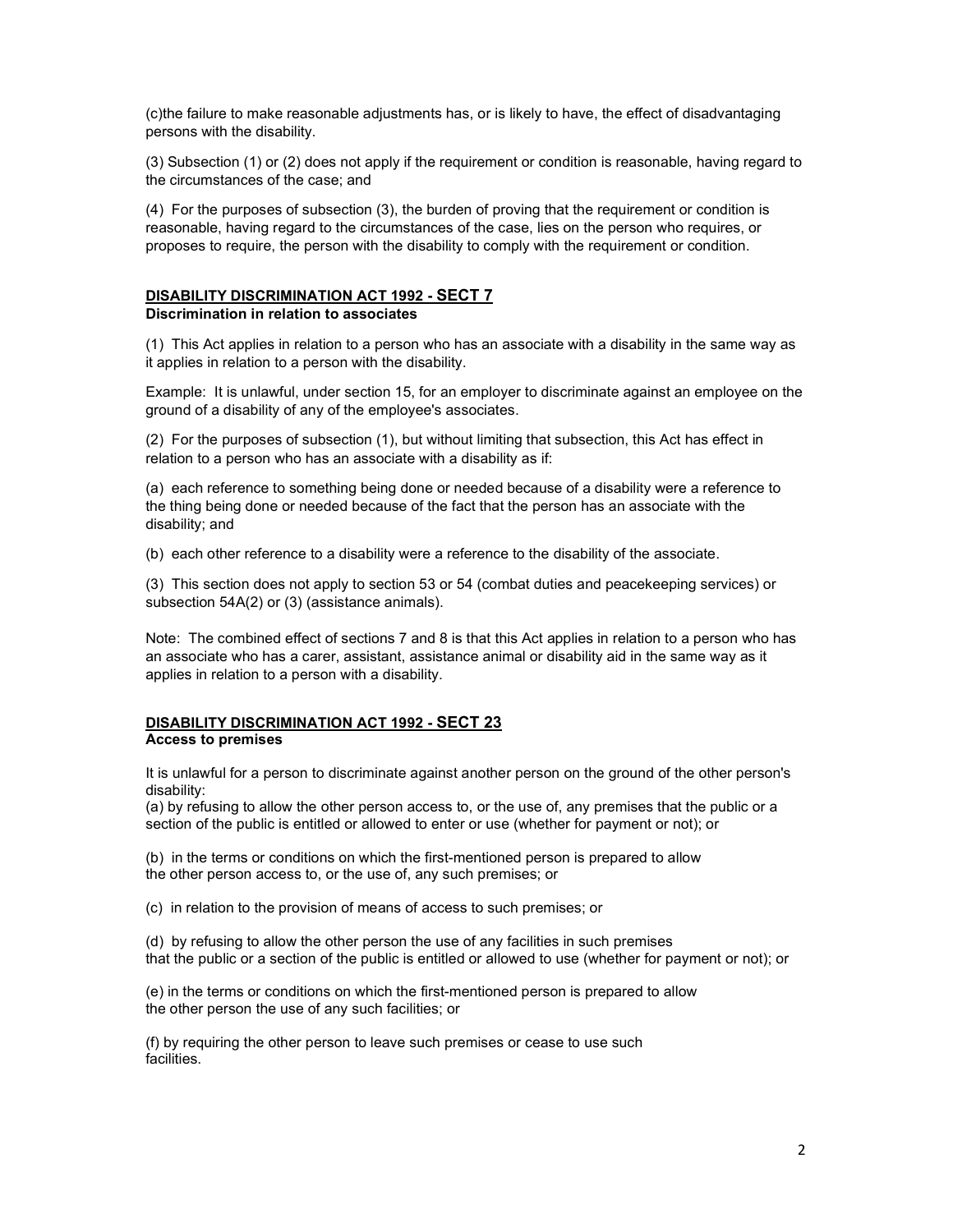(c)the failure to make reasonable adjustments has, or is likely to have, the effect of disadvantaging persons with the disability.

(3) Subsection (1) or (2) does not apply if the requirement or condition is reasonable, having regard to the circumstances of the case; and

(4) For the purposes of subsection (3), the burden of proving that the requirement or condition is reasonable, having regard to the circumstances of the case, lies on the person who requires, or proposes to require, the person with the disability to comply with the requirement or condition.

### DISABILITY DISCRIMINATION ACT 1992 - SECT 7

**Discrimination in relation to associates**

(1) This Act applies in relation to a person who has an associate with a disability in the same way as it applies in relation to a person with the disability.

Example: It is unlawful, under section 15, for an employer to discriminate against an employee on the ground of a disability of any of the employee's associates.

(2) For the purposes of subsection (1), but without limiting that subsection, this Act has effect in relation to a person who has an associate with a disability as if:

(a) each reference to something being done or needed because of a disability were a reference to the thing being done or needed because of the fact that the person has an associate with the disability; and

(b) each other reference to a disability were a reference to the disability of the associate.

(3) This section does not apply to section 53 or 54 (combat duties and peacekeeping services) or subsection 54A(2) or (3) (assistance animals).

Note: The combined effect of sections 7 and 8 is that this Act applies in relation to a person who has an associate who has a carer, assistant, assistance animal or disability aid in the same way as it applies in relation to a person with a disability.

### DISABILITY DISCRIMINATION ACT 1992 - SECT 23

**Access to premises**

It is unlawful for a person to discriminate against another person on the ground of the other person's disability:

(a) by refusing to allow the other person access to, or the use of, any premises that the public or a section of the public is entitled or allowed to enter or use (whether for payment or not); or

(b) in the terms or conditions on which the first-mentioned person is prepared to allow the other person access to, or the use of, any such premises; or

(c) in relation to the provision of means of access to such premises; or

(d) by refusing to allow the other person the use of any facilities in such premises that the public or a section of the public is entitled or allowed to use (whether for payment or not); or

(e) in the terms or conditions on which the first-mentioned person is prepared to allow the other person the use of any such facilities; or

(f) by requiring the other person to leave such premises or cease to use such facilities.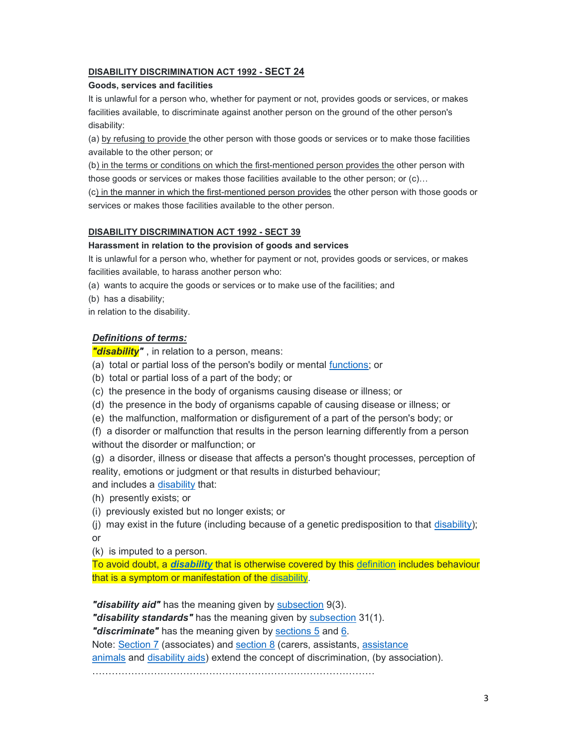**DISABILITY DISCRIMINATION ACT 1992 - SECT 24**

**Goods, services and facilities**

It is unlawful for a person who, whether for payment or not, provides goods or services, or makes facilities available, to discriminate against another person on the ground of the other person's disability:

(a) by refusing to provide the other person with those goods or services or to make those facilities available to the other person; or

(b) in the terms or conditions on which the first-mentioned person provides the other person with those goods or services or makes those facilities available to the other person; or (c)…

(c) in the manner in which the first-mentioned person provides the other person with those goods or services or makes those facilities available to the other person.

**DISABILITY DISCRIMINATION ACT 1992 - SECT 39**

**Harassment in relation to the provision of goods and services**

It is unlawful for a person who, whether for payment or not, provides goods or services, or makes facilities available, to harass another person who:

(a) wants to acquire the goods or services or to make use of the facilities; and

(b) has a disability;

in relation to the disability.

***Definitions of terms:***

***"disability"*** , in relation to a person, means:

(a) total or partial loss of the person's bodily or mental functions; or

(b) total or partial loss of a part of the body; or

(c) the presence in the body of organisms causing disease or illness; or

(d) the presence in the body of organisms capable of causing disease or illness; or

(e) the malfunction, malformation or disfigurement of a part of the person's body; or

(f) a disorder or malfunction that results in the person learning differently from a person without the disorder or malfunction; or

(g) a disorder, illness or disease that affects a person's thought processes, perception of reality, emotions or judgment or that results in disturbed behaviour;

and includes a disability that:

(h) presently exists; or

(i) previously existed but no longer exists; or

(j) may exist in the future (including because of a genetic predisposition to that disability); or

(k) is imputed to a person.

To avoid doubt, a ***disability*** that is otherwise covered by this definition includes behaviour that is a symptom or manifestation of the disability.

***"disability aid"*** has the meaning given by subsection 9(3).

***"disability standards"*** has the meaning given by subsection 31(1).

***"discriminate"*** has the meaning given by sections 5 and 6.

Note: Section 7 (associates) and section 8 (carers, assistants, assistance animals and disability aids) extend the concept of discrimination, (by association).

…………………………………………………………………………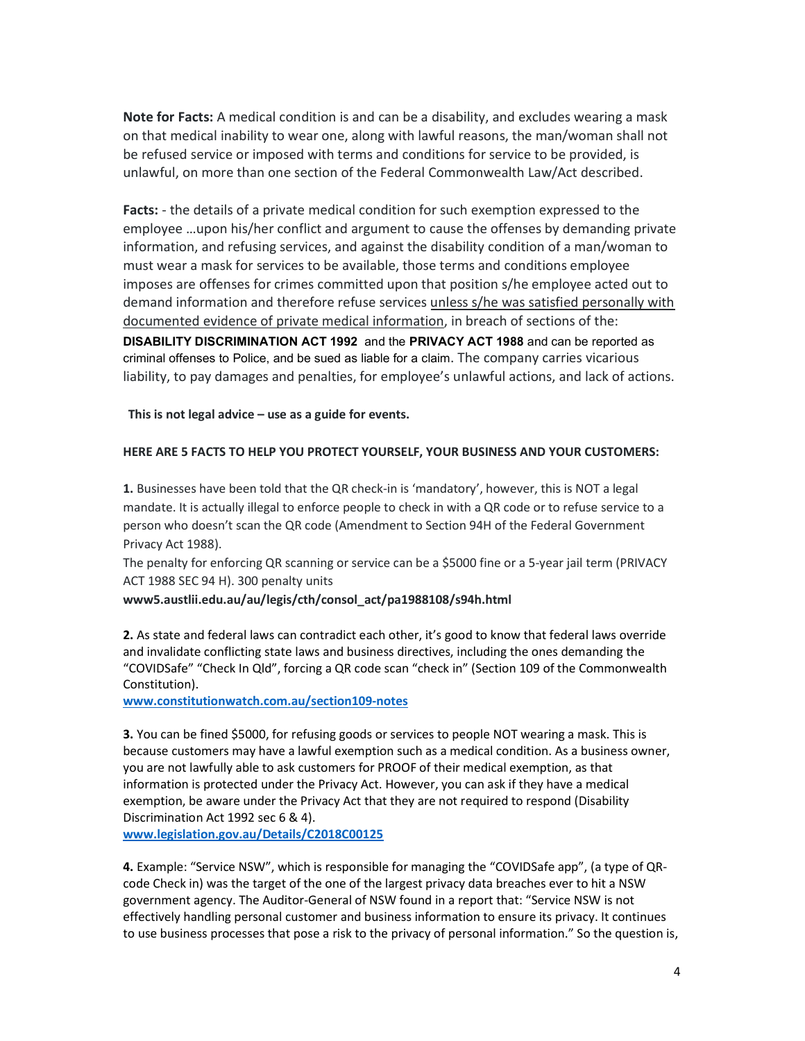**Note for Facts:** A medical condition is and can be a disability, and excludes wearing a mask on that medical inability to wear one, along with lawful reasons, the man/woman shall not be refused service or imposed with terms and conditions for service to be provided, is unlawful, on more than one section of the Federal Commonwealth Law/Act described.

**Facts:** - the details of a private medical condition for such exemption expressed to the employee …upon his/her conflict and argument to cause the offenses by demanding private information, and refusing services, and against the disability condition of a man/woman to must wear a mask for services to be available, those terms and conditions employee imposes are offenses for crimes committed upon that position s/he employee acted out to demand information and therefore refuse services <u>unless s/he was satisfied personally with documented evidence of private medical information</u>, in breach of sections of the: **DISABILITY DISCRIMINATION ACT 1992** and the **PRIVACY ACT 1988** and can be reported as criminal offenses to Police, and be sued as liable for a claim. The company carries vicarious liability, to pay damages and penalties, for employee's unlawful actions, and lack of actions.

**This is not legal advice – use as a guide for events.**

**HERE ARE 5 FACTS TO HELP YOU PROTECT YOURSELF, YOUR BUSINESS AND YOUR CUSTOMERS:**

**1.** Businesses have been told that the QR check-in is 'mandatory', however, this is NOT a legal mandate. It is actually illegal to enforce people to check in with a QR code or to refuse service to a person who doesn't scan the QR code (Amendment to Section 94H of the Federal Government Privacy Act 1988).
The penalty for enforcing QR scanning or service can be a $5000 fine or a 5-year jail term (PRIVACY ACT 1988 SEC 94 H). 300 penalty units
**www5.austlii.edu.au/au/legis/cth/consol_act/pa1988108/s94h.html**

**2.** As state and federal laws can contradict each other, it's good to know that federal laws override and invalidate conflicting state laws and business directives, including the ones demanding the "COVIDSafe" "Check In Qld", forcing a QR code scan "check in" (Section 109 of the Commonwealth Constitution).
**www.constitutionwatch.com.au/section109-notes**

**3.** You can be fined $5000, for refusing goods or services to people NOT wearing a mask. This is because customers may have a lawful exemption such as a medical condition. As a business owner, you are not lawfully able to ask customers for PROOF of their medical exemption, as that information is protected under the Privacy Act. However, you can ask if they have a medical exemption, be aware under the Privacy Act that they are not required to respond (Disability Discrimination Act 1992 sec 6 & 4).
**www.legislation.gov.au/Details/C2018C00125**

**4.** Example: "Service NSW", which is responsible for managing the "COVIDSafe app", (a type of QR-code Check in) was the target of the one of the largest privacy data breaches ever to hit a NSW government agency. The Auditor-General of NSW found in a report that: "Service NSW is not effectively handling personal customer and business information to ensure its privacy. It continues to use business processes that pose a risk to the privacy of personal information." So the question is,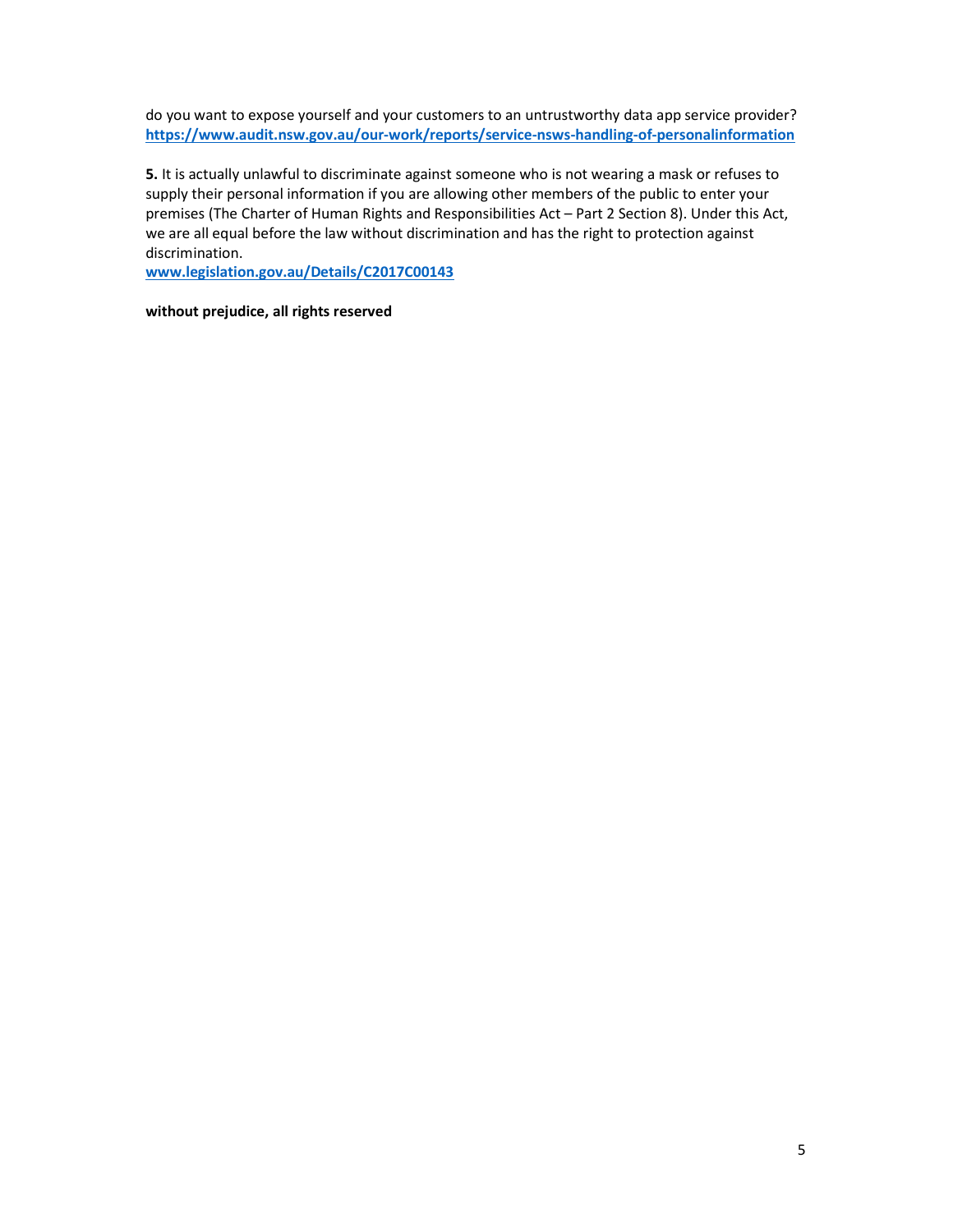do you want to expose yourself and your customers to an untrustworthy data app service provider? **https://www.audit.nsw.gov.au/our-work/reports/service-nsws-handling-of-personalinformation**

**5.** It is actually unlawful to discriminate against someone who is not wearing a mask or refuses to supply their personal information if you are allowing other members of the public to enter your premises (The Charter of Human Rights and Responsibilities Act – Part 2 Section 8). Under this Act, we are all equal before the law without discrimination and has the right to protection against discrimination.
**www.legislation.gov.au/Details/C2017C00143**

**without prejudice, all rights reserved**